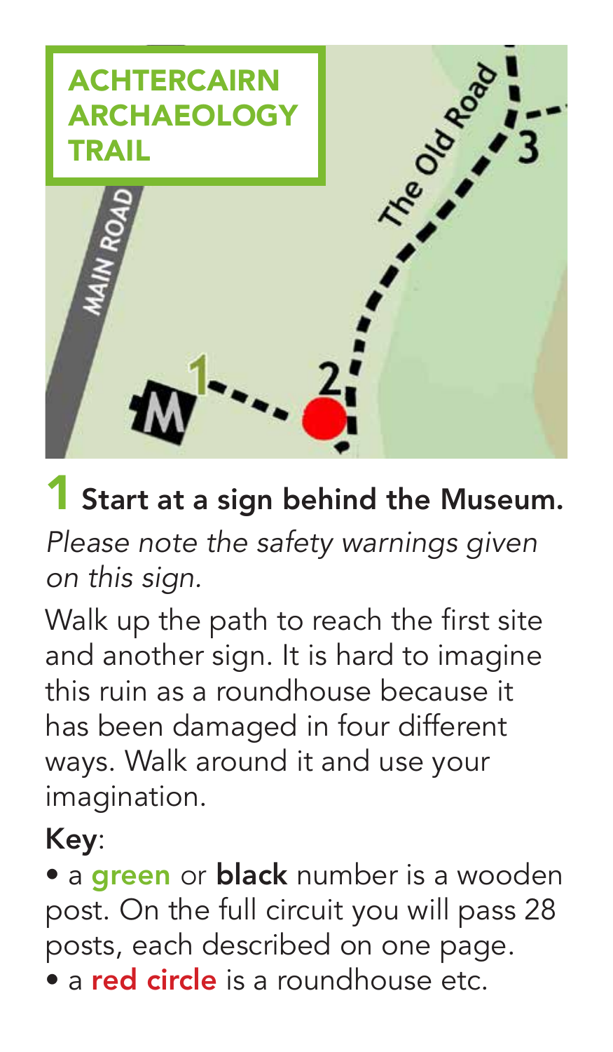# ACHTERCAIRN ARCHAEOLOGY TRAIL

## 1 Start at a sign behind the Museum.

*Please note the safety warnings given on this sign.*

Walk up the path to reach the first site and another sign. It is hard to imagine this ruin as a roundhouse because it has been damaged in four different ways. Walk around it and use your imagination.

**Key**:

- a **green** or **black** number is a wooden post. On the full circuit you will pass 28 posts, each described on one page.
- a **red circle** is a roundhouse etc.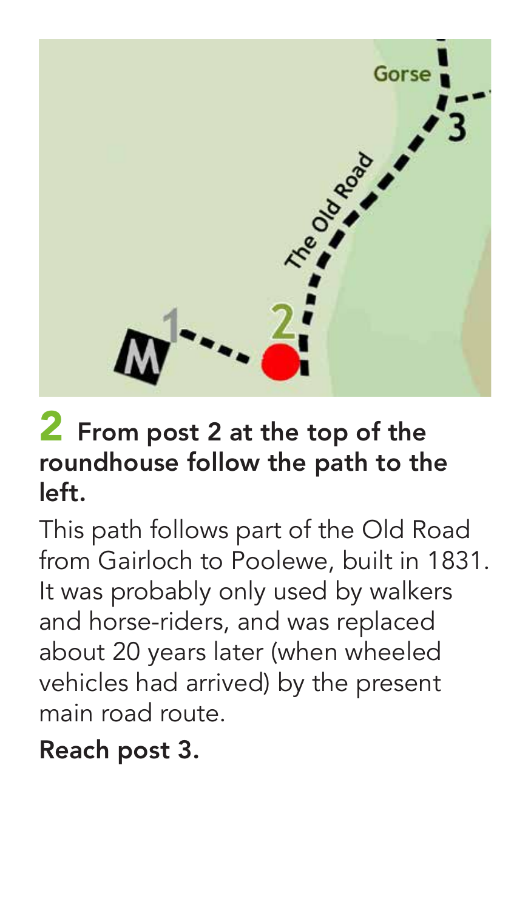## 2 From post 2 at the top of the roundhouse follow the path to the left.

This path follows part of the Old Road from Gairloch to Poolewe, built in 1831. It was probably only used by walkers and horse-riders, and was replaced about 20 years later (when wheeled vehicles had arrived) by the present main road route.

**Reach post 3.**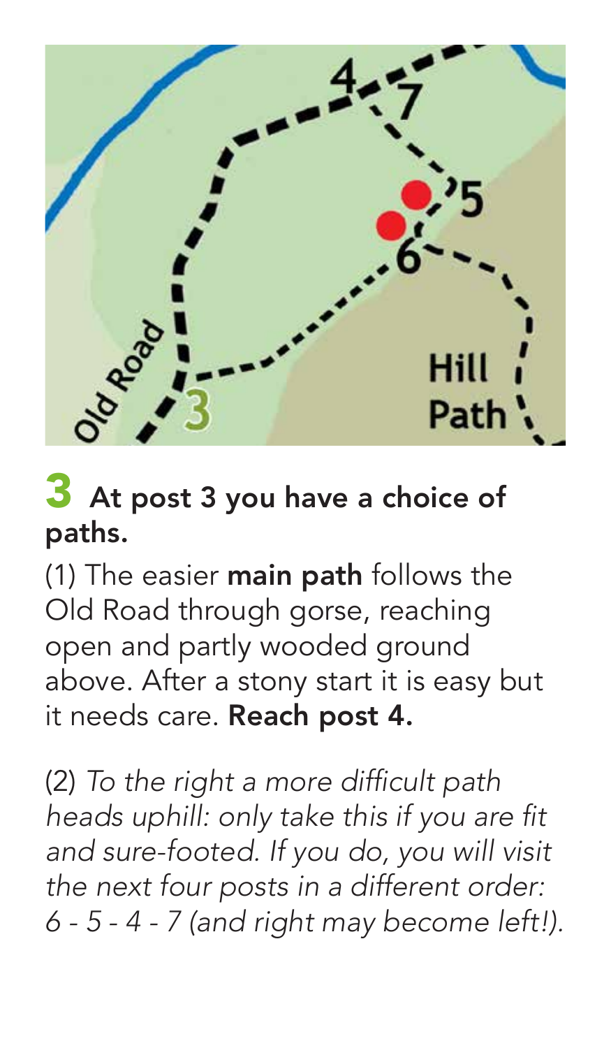## 3 At post 3 you have a choice of paths.

(1) The easier **main path** follows the Old Road through gorse, reaching open and partly wooded ground above. After a stony start it is easy but it needs care. **Reach post 4.**

(2) *To the right a more difficult path heads uphill: only take this if you are fit and sure-footed. If you do, you will visit the next four posts in a different order: 6 - 5 - 4 - 7 (and right may become left!).*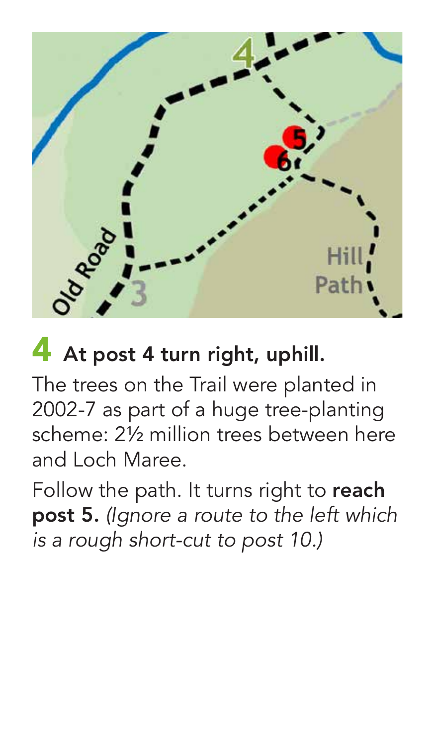## 4 At post 4 turn right, uphill.

The trees on the Trail were planted in 2002-7 as part of a huge tree-planting scheme: 2½ million trees between here and Loch Maree.

Follow the path. It turns right to **reach post 5.** *(Ignore a route to the left which is a rough short-cut to post 10.)*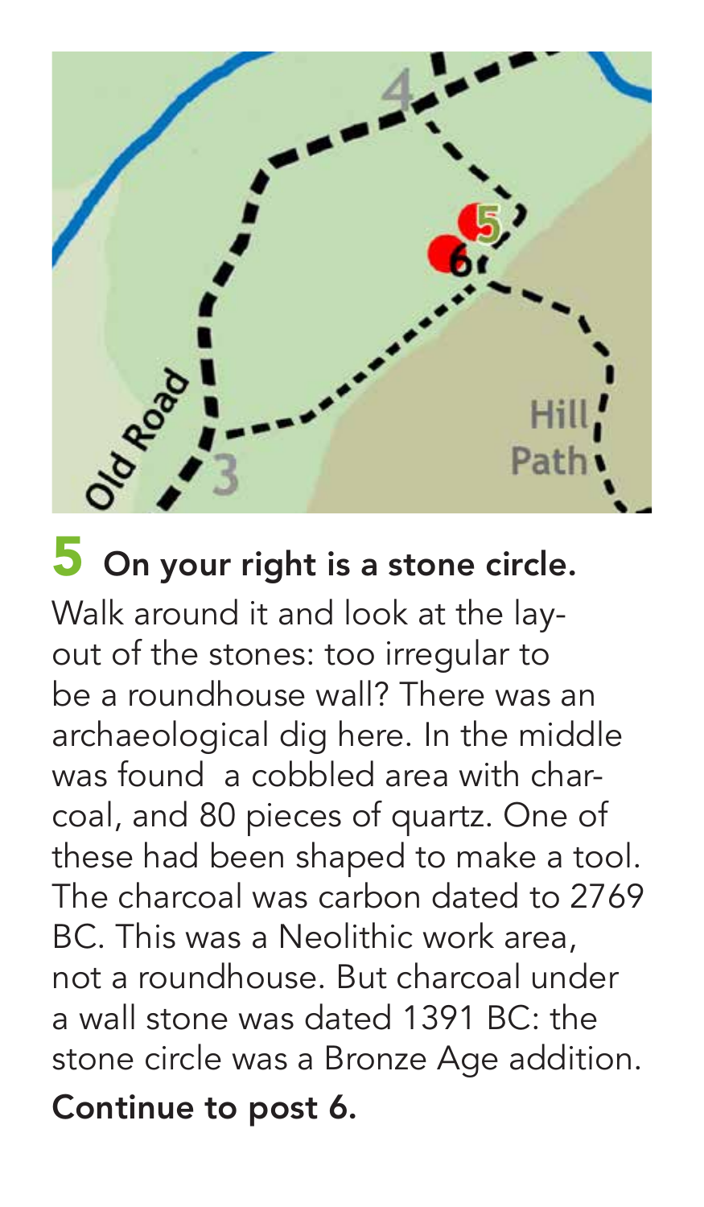## 5 On your right is a stone circle.

Walk around it and look at the lay-out of the stones: too irregular to be a roundhouse wall? There was an archaeological dig here. In the middle was found a cobbled area with charcoal, and 80 pieces of quartz. One of these had been shaped to make a tool. The charcoal was carbon dated to 2769 BC. This was a Neolithic work area, not a roundhouse. But charcoal under a wall stone was dated 1391 BC: the stone circle was a Bronze Age addition.

**Continue to post 6.**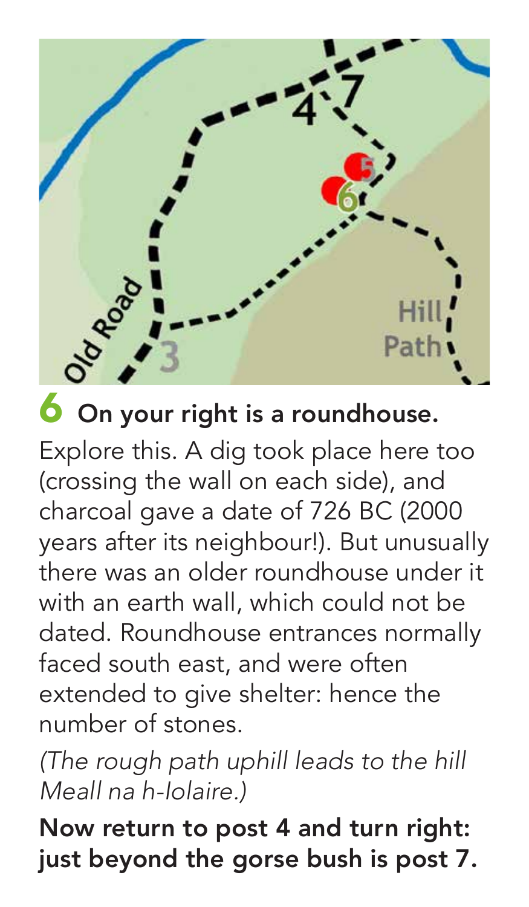## 6 On your right is a roundhouse.

Explore this. A dig took place here too (crossing the wall on each side), and charcoal gave a date of 726 BC (2000 years after its neighbour!). But unusually there was an older roundhouse under it with an earth wall, which could not be dated. Roundhouse entrances normally faced south east, and were often extended to give shelter: hence the number of stones.

*(The rough path uphill leads to the hill Meall na h-Iolaire.)*

**Now return to post 4 and turn right: just beyond the gorse bush is post 7.**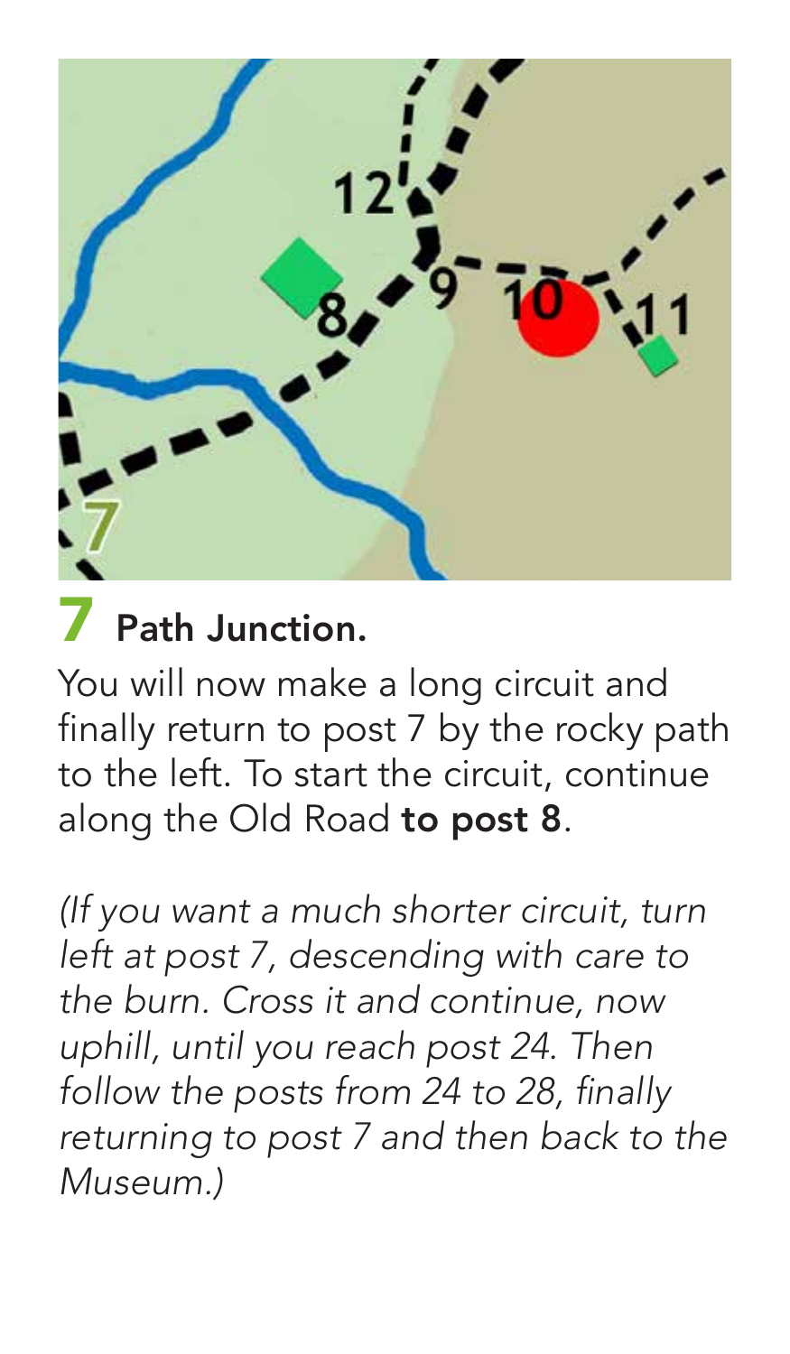## 7 Path Junction.

You will now make a long circuit and finally return to post 7 by the rocky path to the left. To start the circuit, continue along the Old Road **to post 8**.

*(If you want a much shorter circuit, turn left at post 7, descending with care to the burn. Cross it and continue, now uphill, until you reach post 24. Then follow the posts from 24 to 28, finally returning to post 7 and then back to the Museum.)*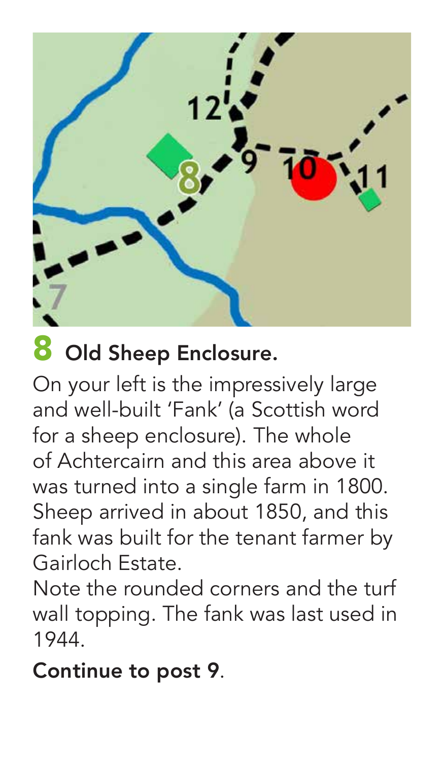## 8 Old Sheep Enclosure.

On your left is the impressively large and well-built 'Fank' (a Scottish word for a sheep enclosure). The whole of Achtercairn and this area above it was turned into a single farm in 1800. Sheep arrived in about 1850, and this fank was built for the tenant farmer by Gairloch Estate.

Note the rounded corners and the turf wall topping. The fank was last used in 1944.

**Continue to post 9**.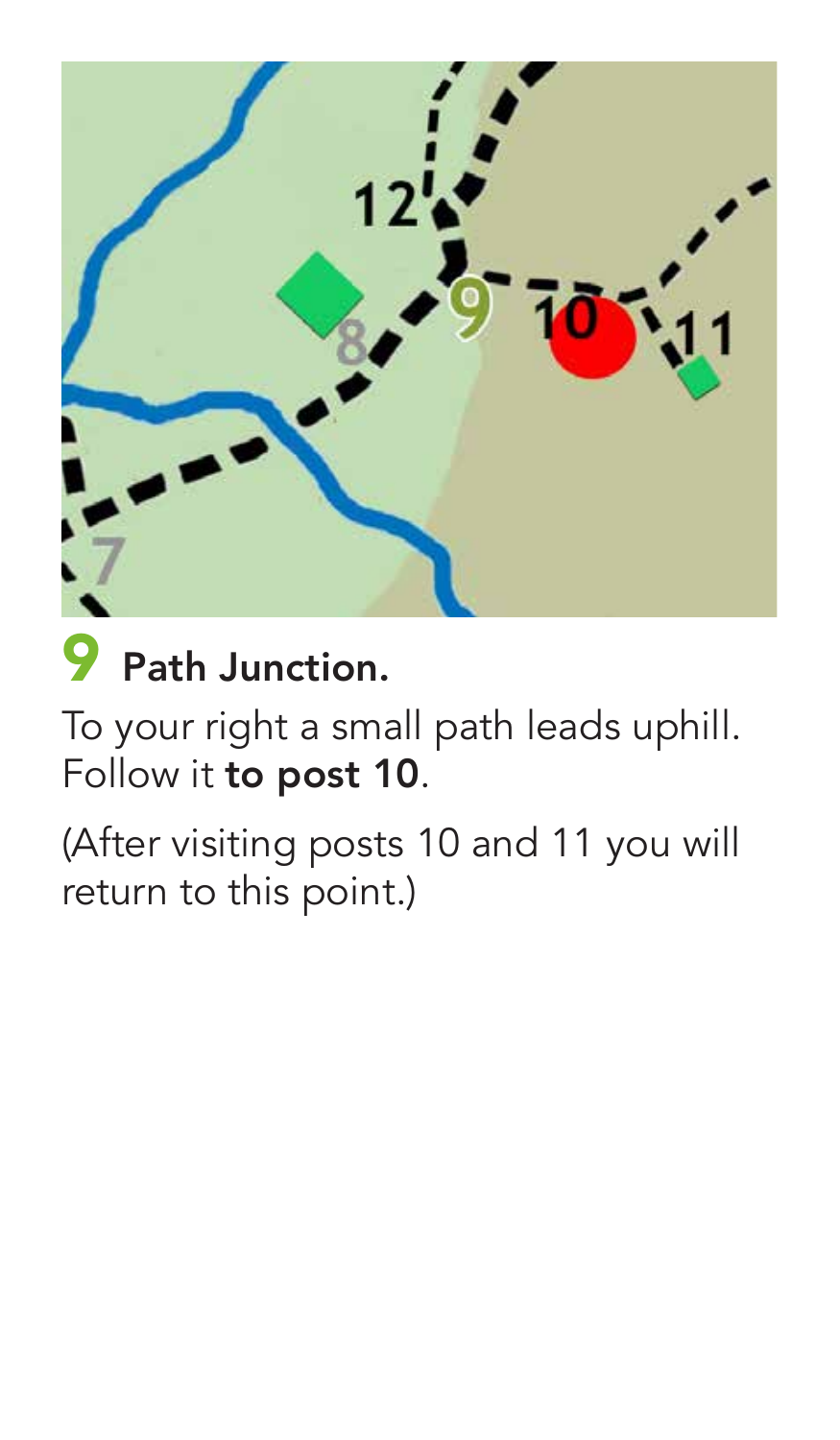## 9 Path Junction.

To your right a small path leads uphill. Follow it **to post 10**.

(After visiting posts 10 and 11 you will return to this point.)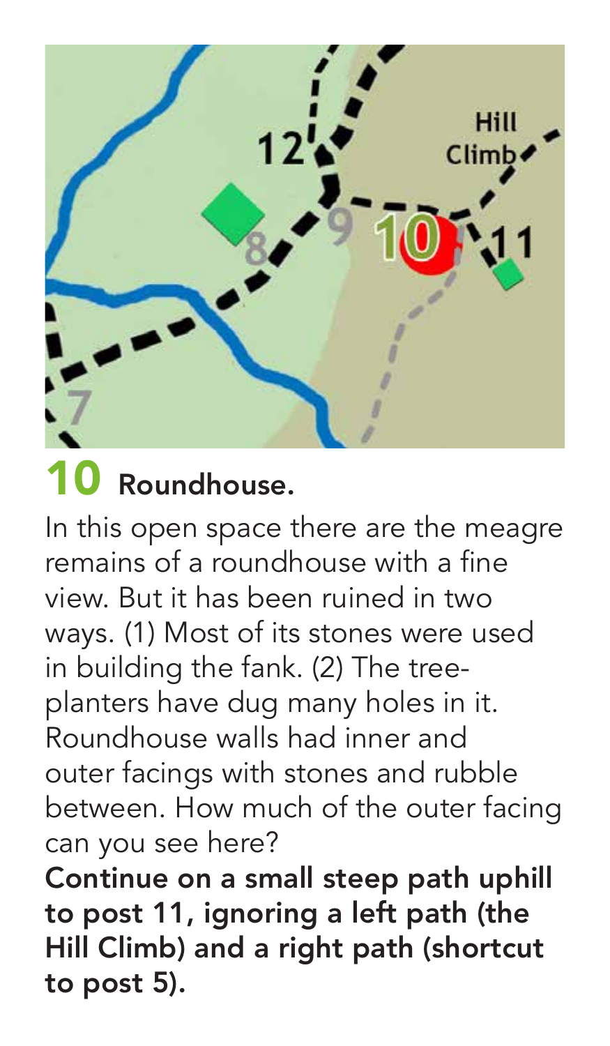## 10 Roundhouse.

In this open space there are the meagre remains of a roundhouse with a fine view. But it has been ruined in two ways. (1) Most of its stones were used in building the fank. (2) The tree-planters have dug many holes in it. Roundhouse walls had inner and outer facings with stones and rubble between. How much of the outer facing can you see here?

**Continue on a small steep path uphill to post 11, ignoring a left path (the Hill Climb) and a right path (shortcut to post 5).**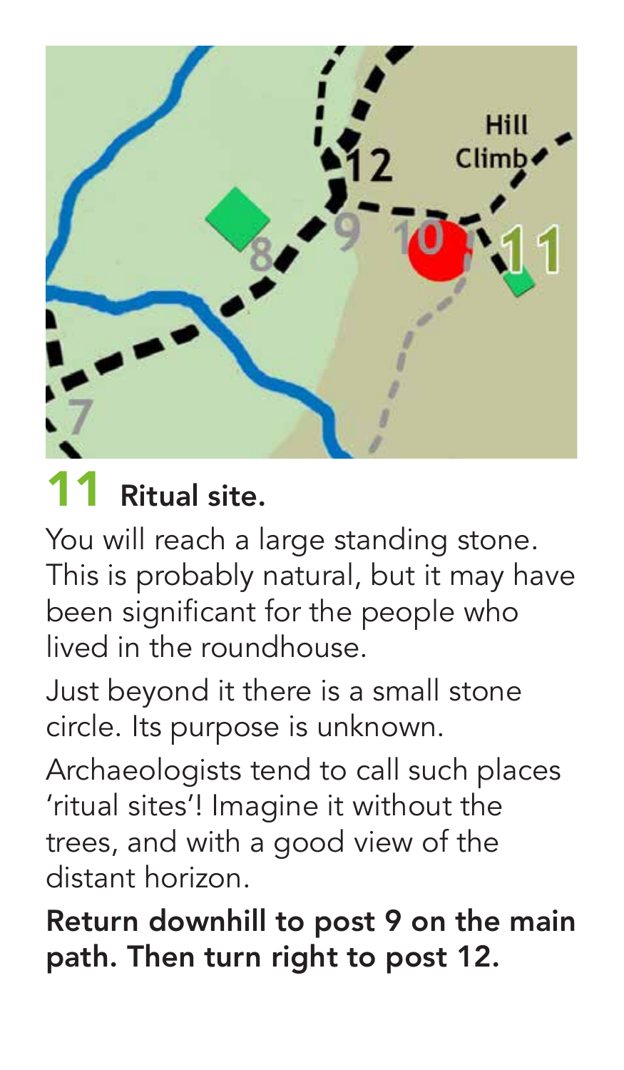## 11 Ritual site.

You will reach a large standing stone. This is probably natural, but it may have been significant for the people who lived in the roundhouse.

Just beyond it there is a small stone circle. Its purpose is unknown.

Archaeologists tend to call such places 'ritual sites'! Imagine it without the trees, and with a good view of the distant horizon.

**Return downhill to post 9 on the main path. Then turn right to post 12.**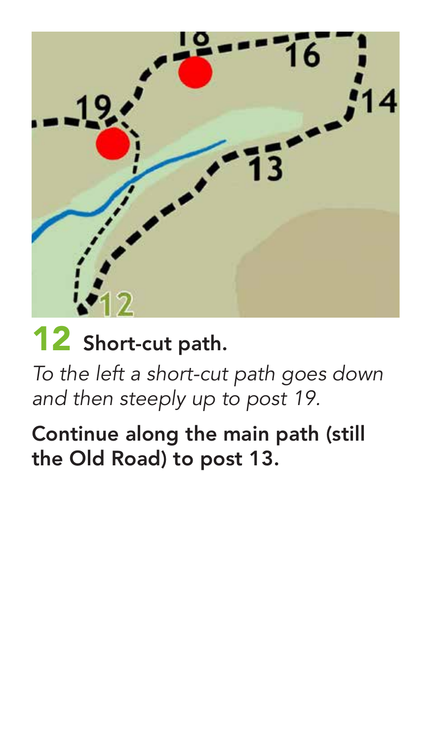## 12 Short-cut path.

*To the left a short-cut path goes down and then steeply up to post 19.*

**Continue along the main path (still the Old Road) to post 13.**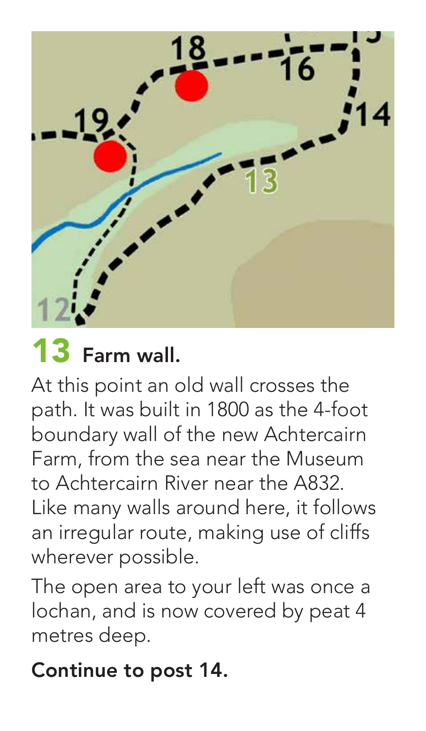## 13 Farm wall.

At this point an old wall crosses the path. It was built in 1800 as the 4-foot boundary wall of the new Achtercairn Farm, from the sea near the Museum to Achtercairn River near the A832. Like many walls around here, it follows an irregular route, making use of cliffs wherever possible.

The open area to your left was once a lochan, and is now covered by peat 4 metres deep.

**Continue to post 14.**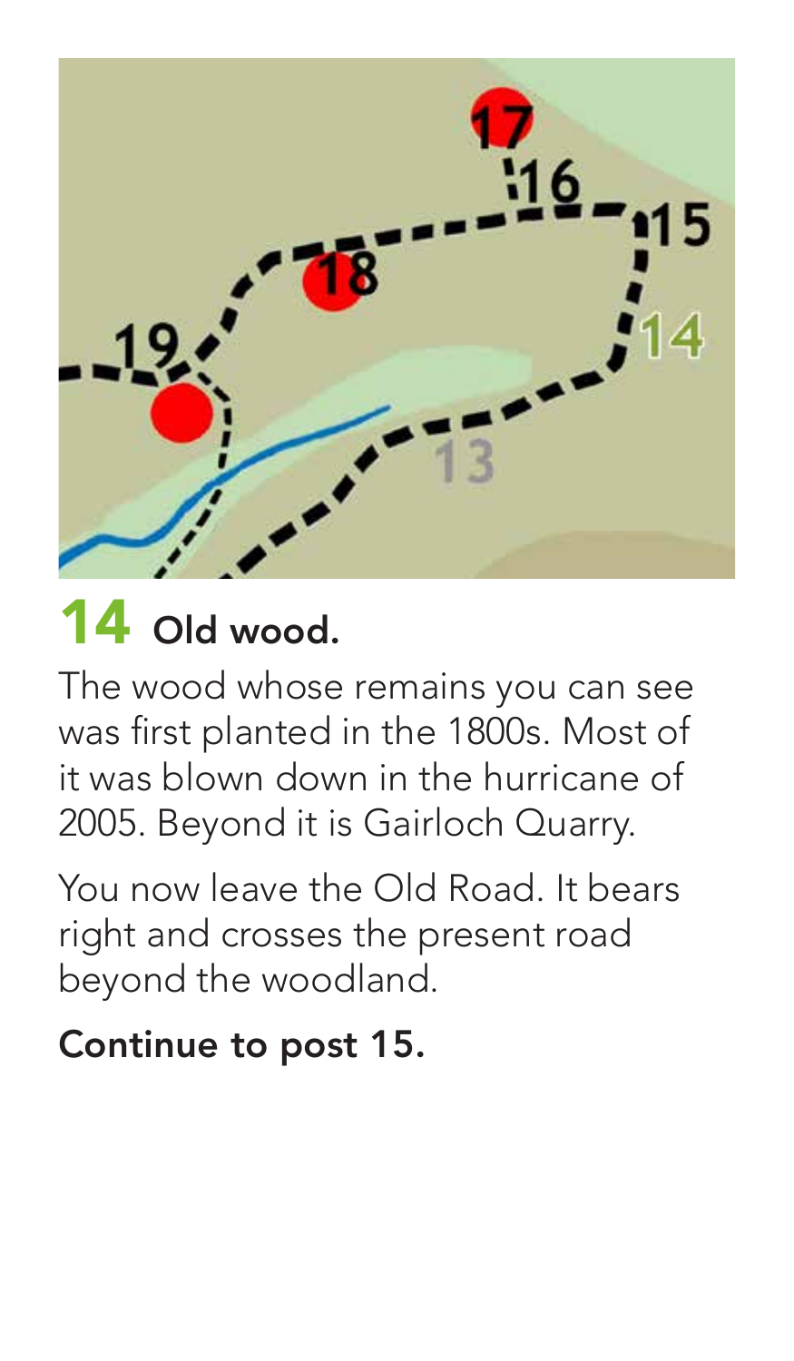## 14 Old wood.

The wood whose remains you can see was first planted in the 1800s. Most of it was blown down in the hurricane of 2005. Beyond it is Gairloch Quarry.

You now leave the Old Road. It bears right and crosses the present road beyond the woodland.

**Continue to post 15.**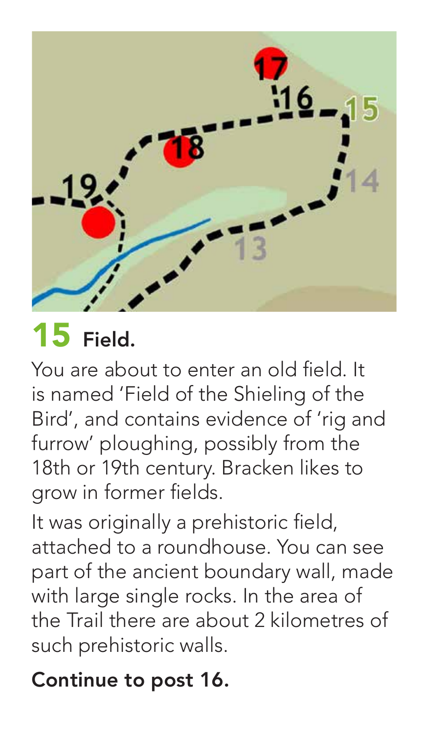## 15 Field.

You are about to enter an old field. It is named 'Field of the Shieling of the Bird', and contains evidence of 'rig and furrow' ploughing, possibly from the 18th or 19th century. Bracken likes to grow in former fields.

It was originally a prehistoric field, attached to a roundhouse. You can see part of the ancient boundary wall, made with large single rocks. In the area of the Trail there are about 2 kilometres of such prehistoric walls.

**Continue to post 16.**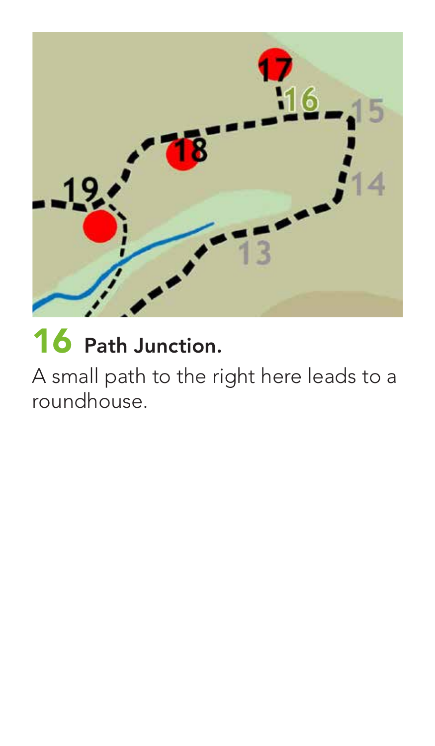## 16 Path Junction.

A small path to the right here leads to a roundhouse.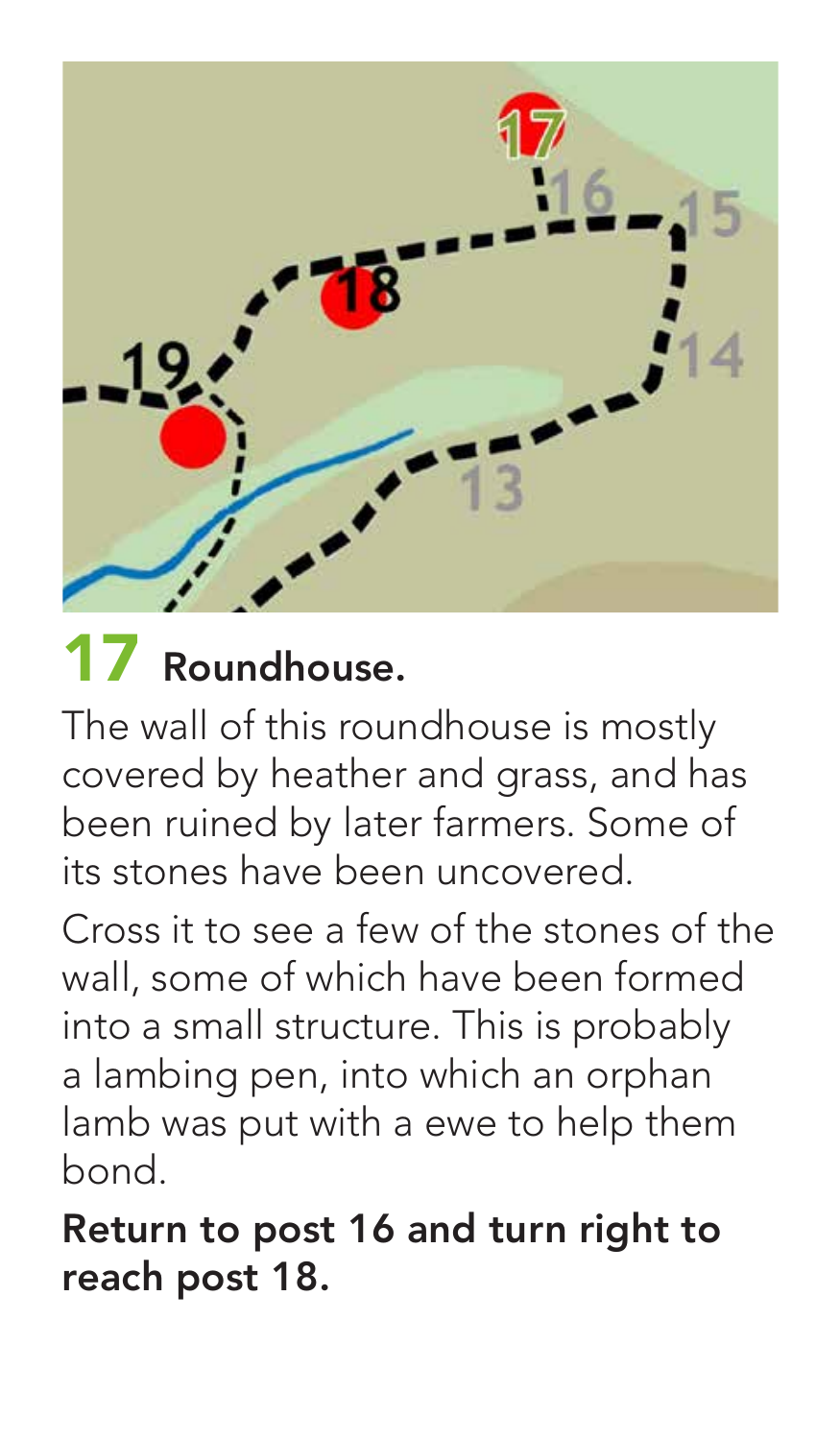## 17 Roundhouse.

The wall of this roundhouse is mostly covered by heather and grass, and has been ruined by later farmers. Some of its stones have been uncovered.

Cross it to see a few of the stones of the wall, some of which have been formed into a small structure. This is probably a lambing pen, into which an orphan lamb was put with a ewe to help them bond.

**Return to post 16 and turn right to reach post 18.**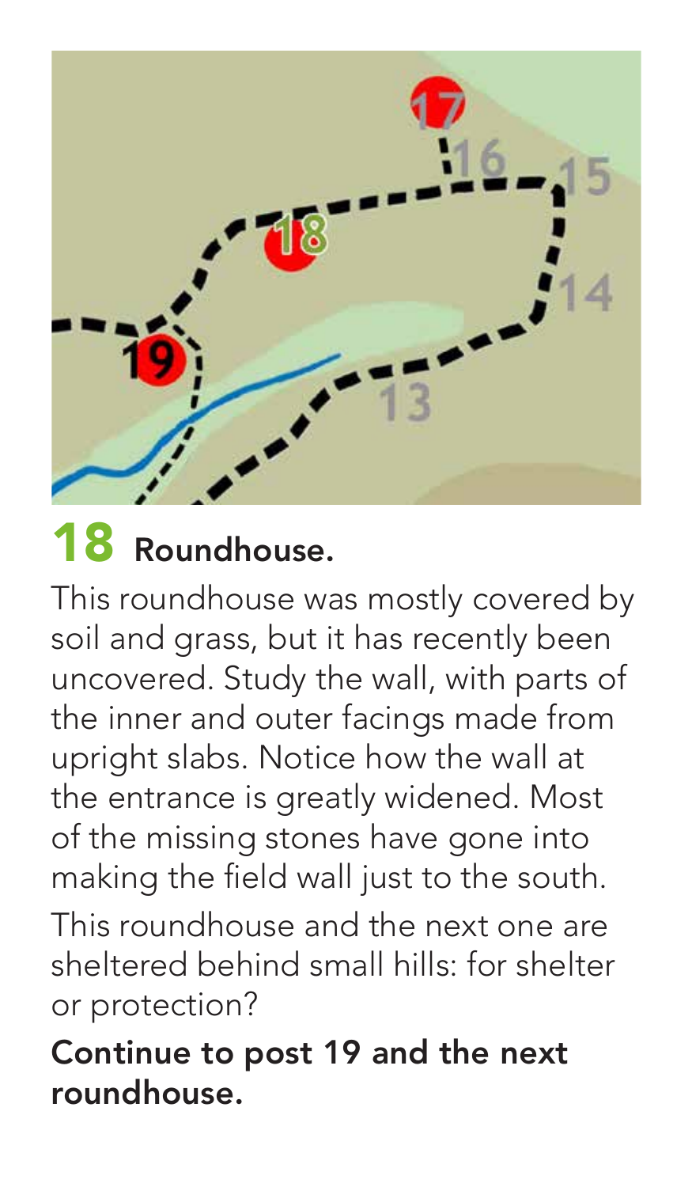## 18 Roundhouse.

This roundhouse was mostly covered by soil and grass, but it has recently been uncovered. Study the wall, with parts of the inner and outer facings made from upright slabs. Notice how the wall at the entrance is greatly widened. Most of the missing stones have gone into making the field wall just to the south.

This roundhouse and the next one are sheltered behind small hills: for shelter or protection?

**Continue to post 19 and the next roundhouse.**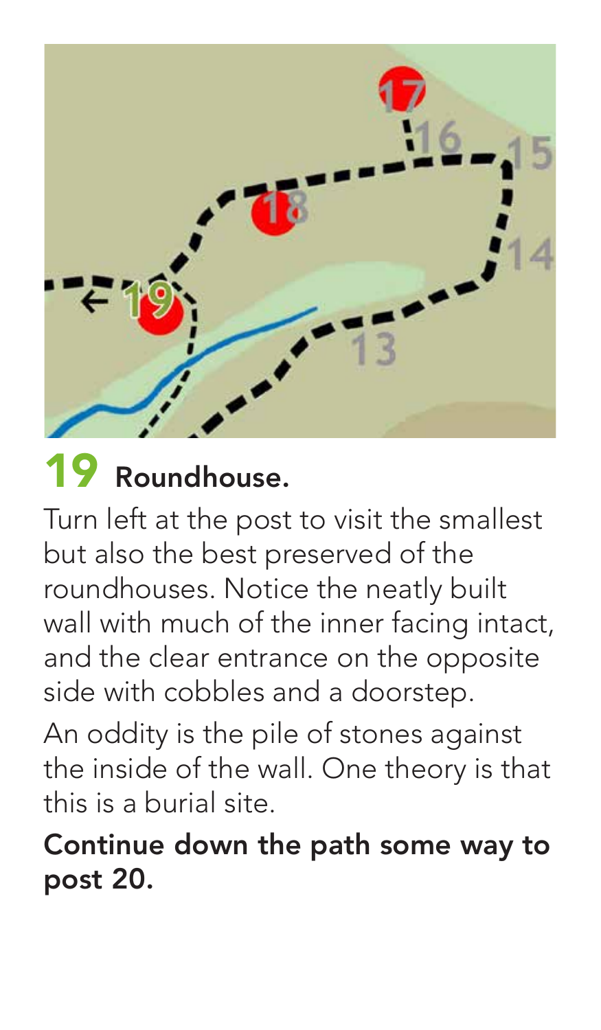## 19 Roundhouse.

Turn left at the post to visit the smallest but also the best preserved of the roundhouses. Notice the neatly built wall with much of the inner facing intact, and the clear entrance on the opposite side with cobbles and a doorstep.

An oddity is the pile of stones against the inside of the wall. One theory is that this is a burial site.

**Continue down the path some way to post 20.**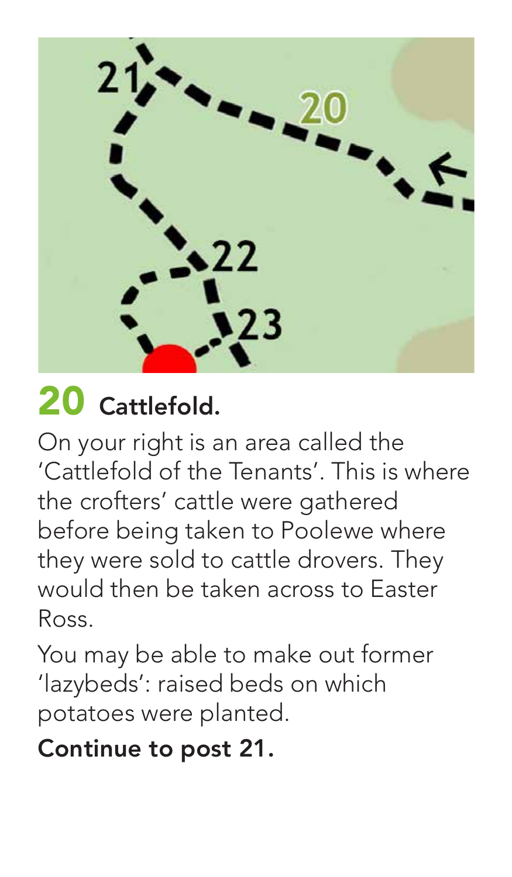## 20 Cattlefold.

On your right is an area called the 'Cattlefold of the Tenants'. This is where the crofters' cattle were gathered before being taken to Poolewe where they were sold to cattle drovers. They would then be taken across to Easter Ross.

You may be able to make out former 'lazybeds': raised beds on which potatoes were planted.

**Continue to post 21.**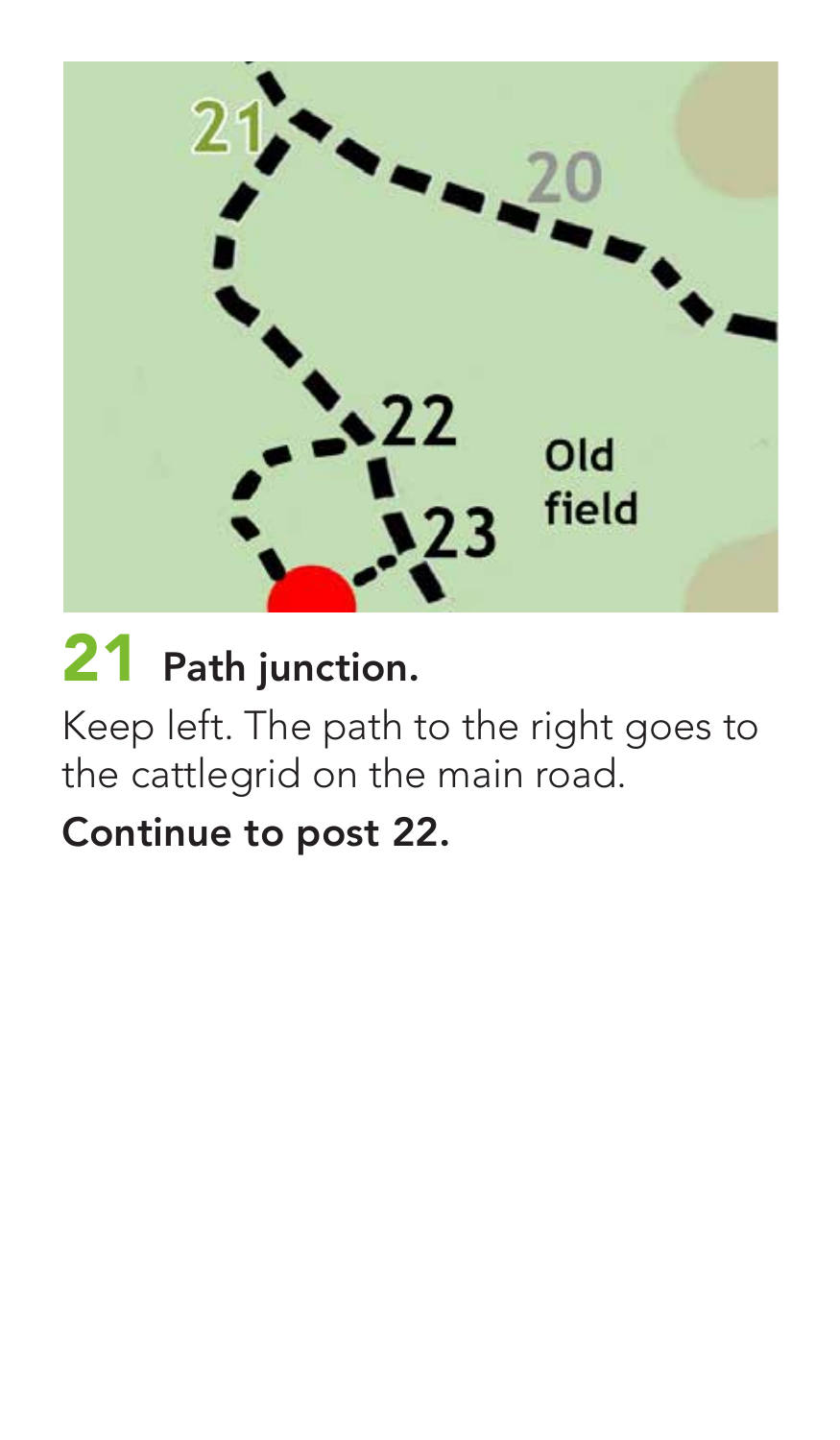## 21 Path junction.

Keep left. The path to the right goes to the cattlegrid on the main road.

**Continue to post 22.**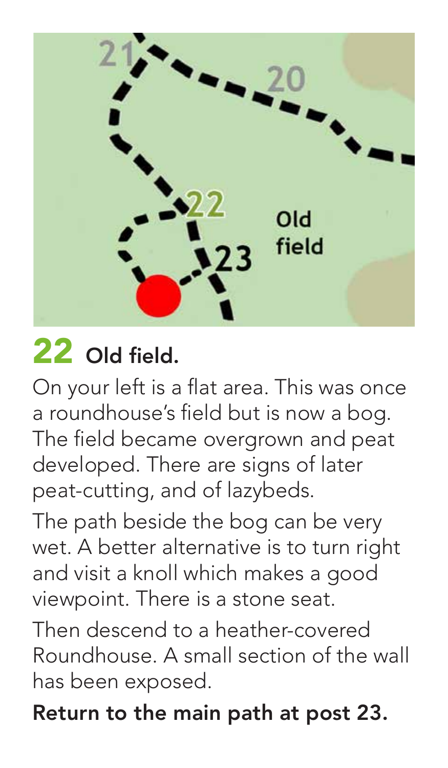## 22 Old field.

On your left is a flat area. This was once a roundhouse's field but is now a bog. The field became overgrown and peat developed. There are signs of later peat-cutting, and of lazybeds.

The path beside the bog can be very wet. A better alternative is to turn right and visit a knoll which makes a good viewpoint. There is a stone seat.

Then descend to a heather-covered Roundhouse. A small section of the wall has been exposed.

**Return to the main path at post 23.**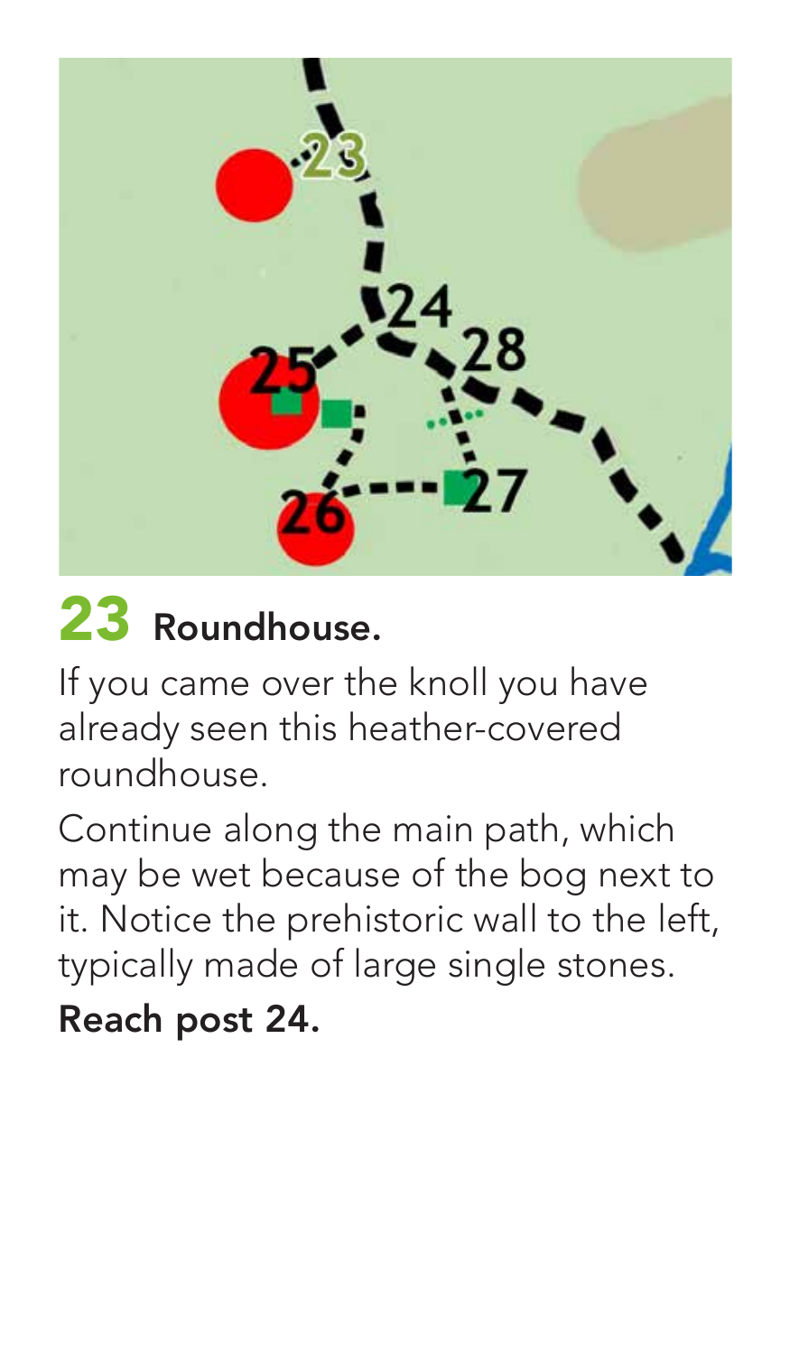## 23 Roundhouse.

If you came over the knoll you have already seen this heather-covered roundhouse.

Continue along the main path, which may be wet because of the bog next to it. Notice the prehistoric wall to the left, typically made of large single stones.

**Reach post 24.**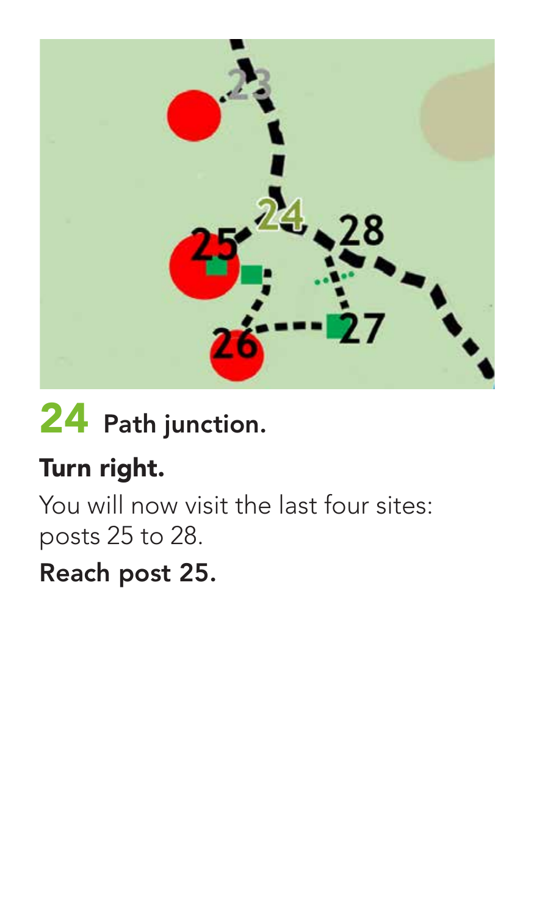## 24 Path junction.

**Turn right.**

You will now visit the last four sites: posts 25 to 28.

**Reach post 25.**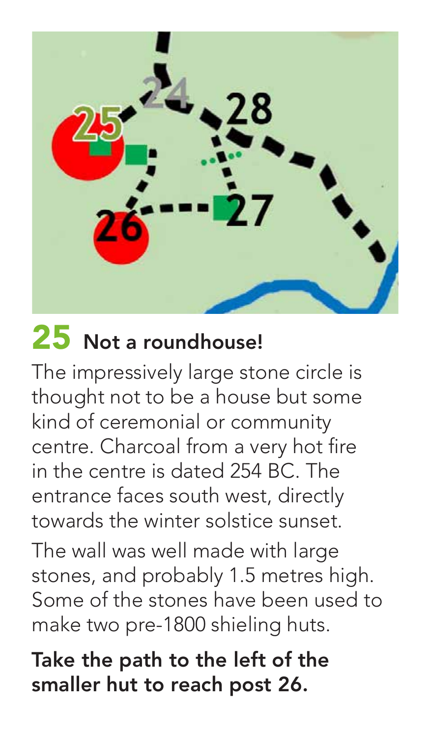## 25 Not a roundhouse!

The impressively large stone circle is thought not to be a house but some kind of ceremonial or community centre. Charcoal from a very hot fire in the centre is dated 254 BC. The entrance faces south west, directly towards the winter solstice sunset.

The wall was well made with large stones, and probably 1.5 metres high. Some of the stones have been used to make two pre-1800 shieling huts.

**Take the path to the left of the smaller hut to reach post 26.**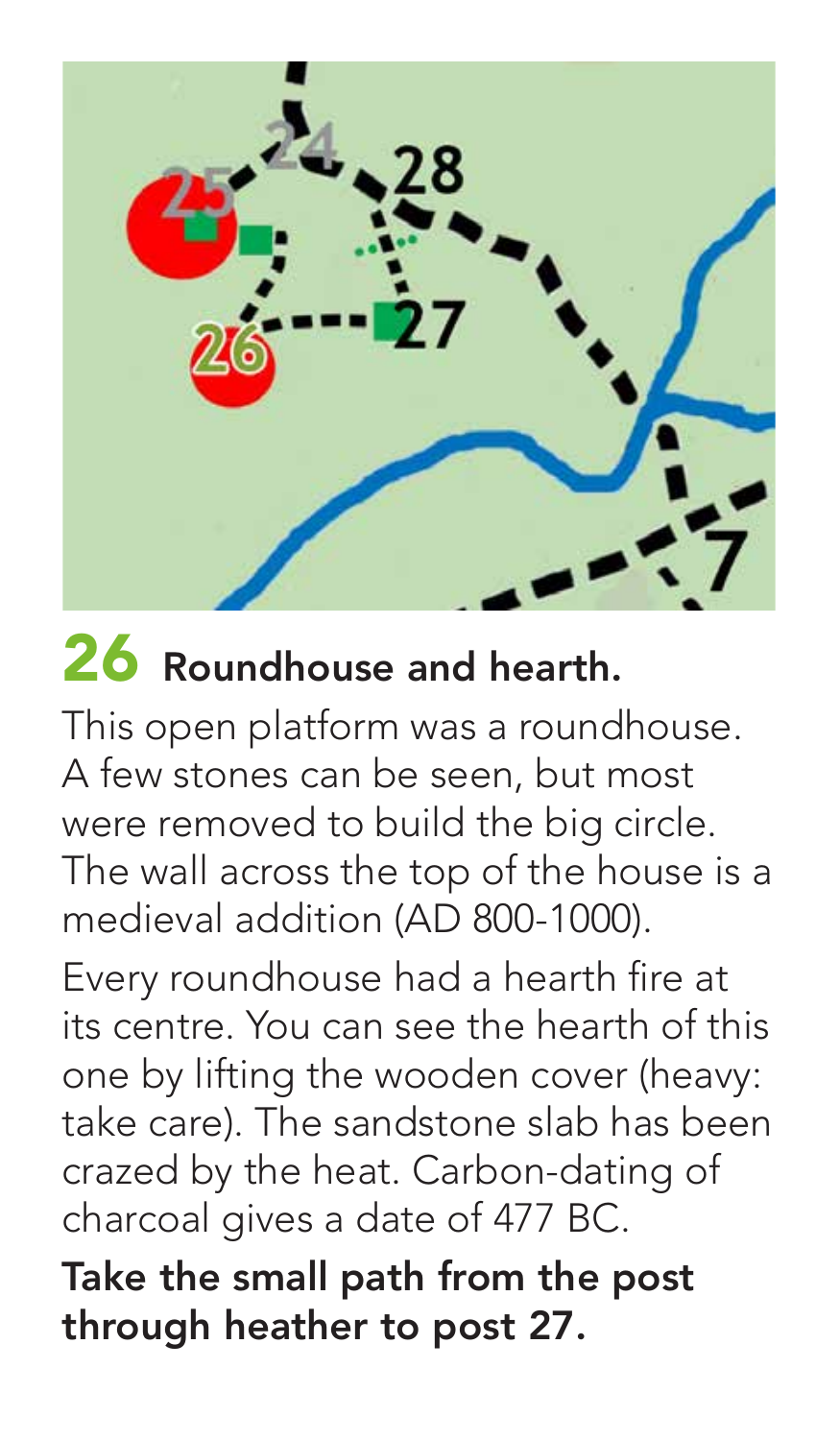## 26 Roundhouse and hearth.

This open platform was a roundhouse. A few stones can be seen, but most were removed to build the big circle. The wall across the top of the house is a medieval addition (AD 800-1000).

Every roundhouse had a hearth fire at its centre. You can see the hearth of this one by lifting the wooden cover (heavy: take care). The sandstone slab has been crazed by the heat. Carbon-dating of charcoal gives a date of 477 BC.

**Take the small path from the post through heather to post 27.**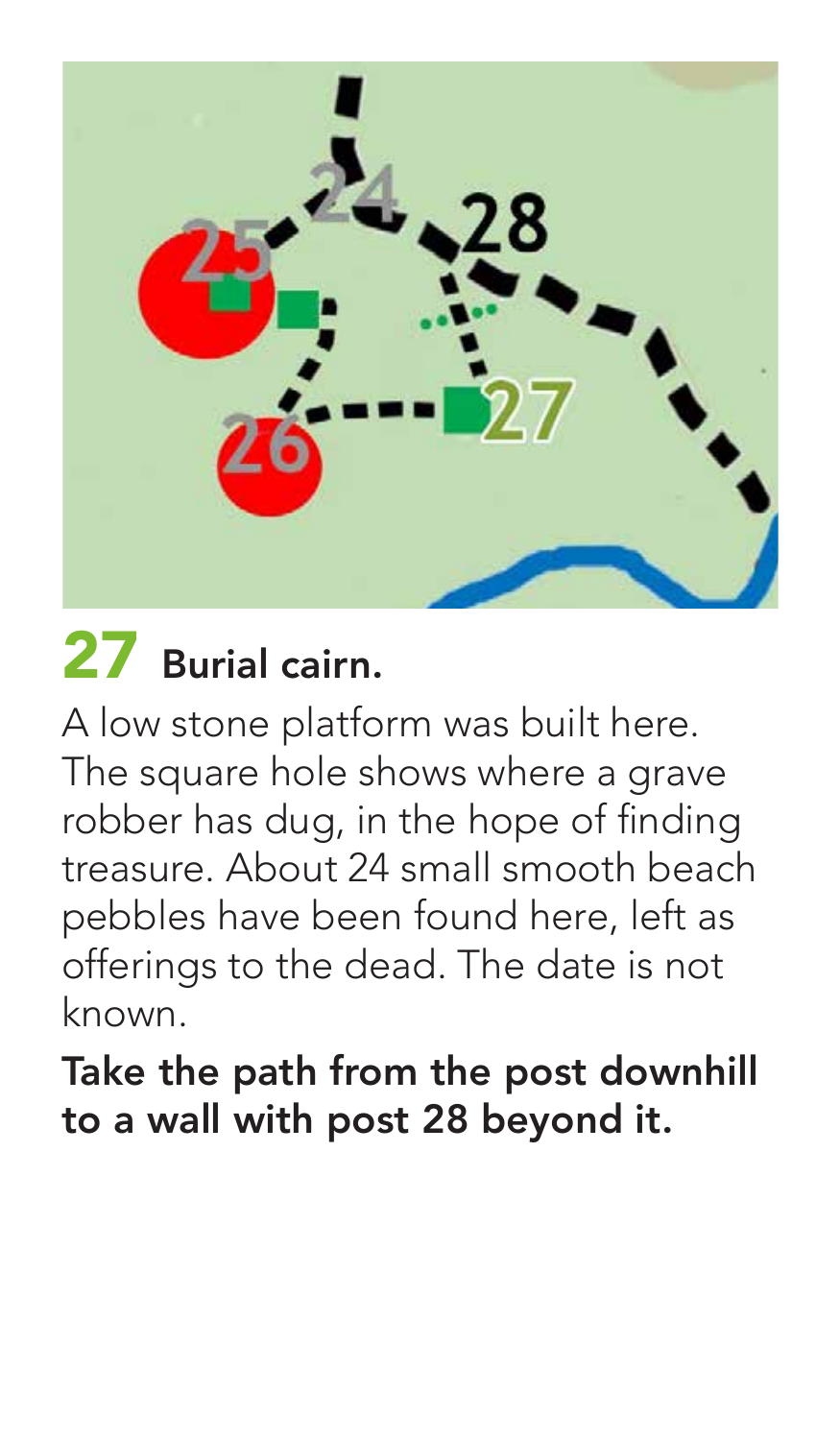## 27 Burial cairn.

A low stone platform was built here. The square hole shows where a grave robber has dug, in the hope of finding treasure. About 24 small smooth beach pebbles have been found here, left as offerings to the dead. The date is not known.

**Take the path from the post downhill to a wall with post 28 beyond it.**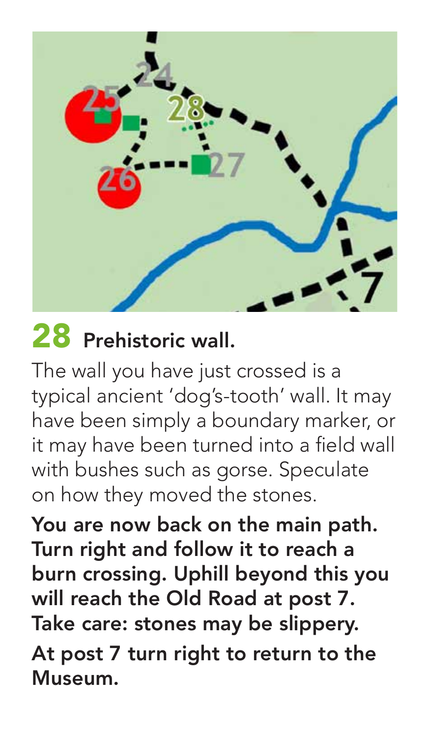24

25

28

26

27

7

## 28 Prehistoric wall.

The wall you have just crossed is a typical ancient 'dog's-tooth' wall. It may have been simply a boundary marker, or it may have been turned into a field wall with bushes such as gorse. Speculate on how they moved the stones.

**You are now back on the main path. Turn right and follow it to reach a burn crossing. Uphill beyond this you will reach the Old Road at post 7. Take care: stones may be slippery.**

**At post 7 turn right to return to the Museum.**